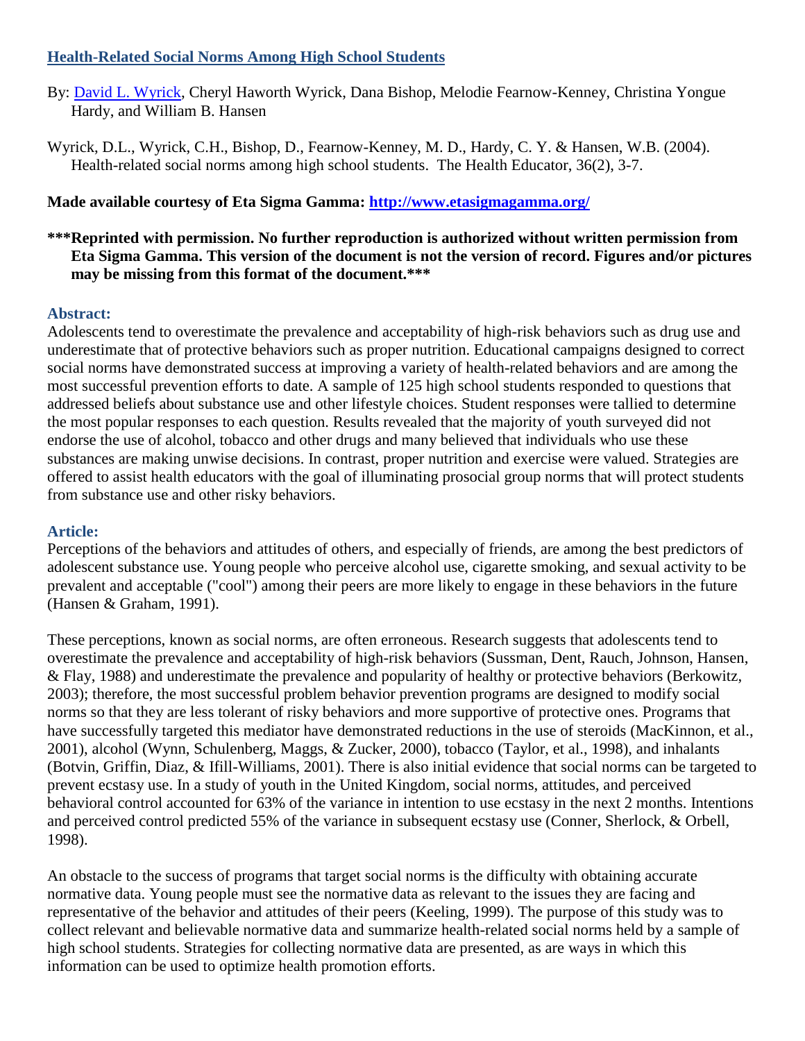# [Health-Related Social Norms Among High School Students]

By: [David L. Wyrick], Cheryl Haworth Wyrick, Dana Bishop, Melodie Fearnow-Kenney, Christina Yongue Hardy, and William B. Hansen

Wyrick, D.L., Wyrick, C.H., Bishop, D., Fearnow-Kenney, M. D., Hardy, C. Y. & Hansen, W.B. (2004). Health-related social norms among high school students. The Health Educator, 36(2), 3-7.

**Made available courtesy of Eta Sigma Gamma: [http://www.etasigmagamma.org/](http://www.etasigmagamma.org/)**

**\*\*\*Reprinted with permission. No further reproduction is authorized without written permission from Eta Sigma Gamma. This version of the document is not the version of record. Figures and/or pictures may be missing from this format of the document.\*\*\***

## Abstract:

Adolescents tend to overestimate the prevalence and acceptability of high-risk behaviors such as drug use and underestimate that of protective behaviors such as proper nutrition. Educational campaigns designed to correct social norms have demonstrated success at improving a variety of health-related behaviors and are among the most successful prevention efforts to date. A sample of 125 high school students responded to questions that addressed beliefs about substance use and other lifestyle choices. Student responses were tallied to determine the most popular responses to each question. Results revealed that the majority of youth surveyed did not endorse the use of alcohol, tobacco and other drugs and many believed that individuals who use these substances are making unwise decisions. In contrast, proper nutrition and exercise were valued. Strategies are offered to assist health educators with the goal of illuminating prosocial group norms that will protect students from substance use and other risky behaviors.

## Article:

Perceptions of the behaviors and attitudes of others, and especially of friends, are among the best predictors of adolescent substance use. Young people who perceive alcohol use, cigarette smoking, and sexual activity to be prevalent and acceptable ("cool") among their peers are more likely to engage in these behaviors in the future (Hansen & Graham, 1991).

These perceptions, known as social norms, are often erroneous. Research suggests that adolescents tend to overestimate the prevalence and acceptability of high-risk behaviors (Sussman, Dent, Rauch, Johnson, Hansen, & Flay, 1988) and underestimate the prevalence and popularity of healthy or protective behaviors (Berkowitz, 2003); therefore, the most successful problem behavior prevention programs are designed to modify social norms so that they are less tolerant of risky behaviors and more supportive of protective ones. Programs that have successfully targeted this mediator have demonstrated reductions in the use of steroids (MacKinnon, et al., 2001), alcohol (Wynn, Schulenberg, Maggs, & Zucker, 2000), tobacco (Taylor, et al., 1998), and inhalants (Botvin, Griffin, Diaz, & Ifill-Williams, 2001). There is also initial evidence that social norms can be targeted to prevent ecstasy use. In a study of youth in the United Kingdom, social norms, attitudes, and perceived behavioral control accounted for 63% of the variance in intention to use ecstasy in the next 2 months. Intentions and perceived control predicted 55% of the variance in subsequent ecstasy use (Conner, Sherlock, & Orbell, 1998).

An obstacle to the success of programs that target social norms is the difficulty with obtaining accurate normative data. Young people must see the normative data as relevant to the issues they are facing and representative of the behavior and attitudes of their peers (Keeling, 1999). The purpose of this study was to collect relevant and believable normative data and summarize health-related social norms held by a sample of high school students. Strategies for collecting normative data are presented, as are ways in which this information can be used to optimize health promotion efforts.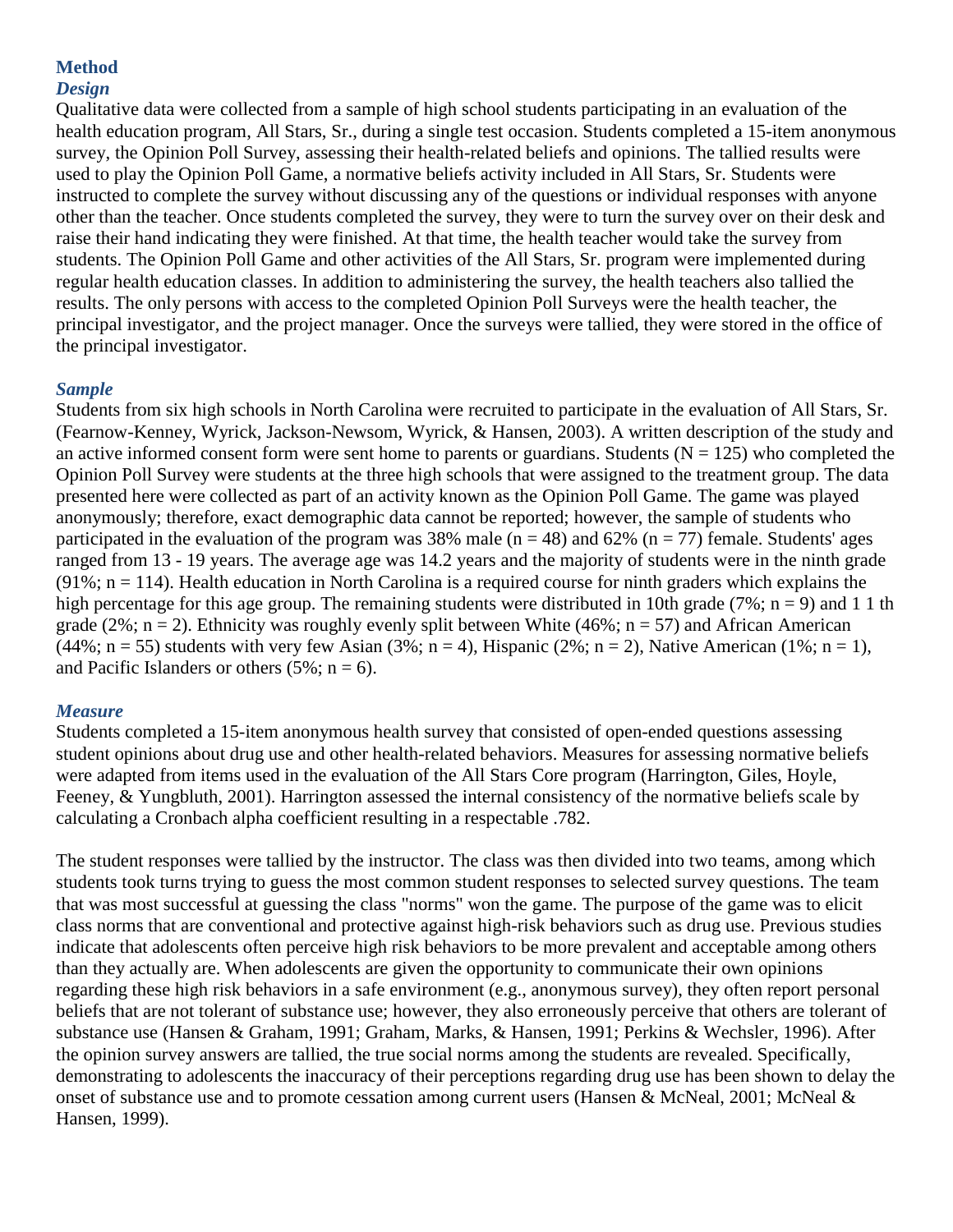## Method

### *Design*

Qualitative data were collected from a sample of high school students participating in an evaluation of the health education program, All Stars, Sr., during a single test occasion. Students completed a 15-item anonymous survey, the Opinion Poll Survey, assessing their health-related beliefs and opinions. The tallied results were used to play the Opinion Poll Game, a normative beliefs activity included in All Stars, Sr. Students were instructed to complete the survey without discussing any of the questions or individual responses with anyone other than the teacher. Once students completed the survey, they were to turn the survey over on their desk and raise their hand indicating they were finished. At that time, the health teacher would take the survey from students. The Opinion Poll Game and other activities of the All Stars, Sr. program were implemented during regular health education classes. In addition to administering the survey, the health teachers also tallied the results. The only persons with access to the completed Opinion Poll Surveys were the health teacher, the principal investigator, and the project manager. Once the surveys were tallied, they were stored in the office of the principal investigator.

### *Sample*

Students from six high schools in North Carolina were recruited to participate in the evaluation of All Stars, Sr. (Fearnow-Kenney, Wyrick, Jackson-Newsom, Wyrick, & Hansen, 2003). A written description of the study and an active informed consent form were sent home to parents or guardians. Students (N = 125) who completed the Opinion Poll Survey were students at the three high schools that were assigned to the treatment group. The data presented here were collected as part of an activity known as the Opinion Poll Game. The game was played anonymously; therefore, exact demographic data cannot be reported; however, the sample of students who participated in the evaluation of the program was 38% male (n = 48) and 62% (n = 77) female. Students' ages ranged from 13 - 19 years. The average age was 14.2 years and the majority of students were in the ninth grade (91%; n = 114). Health education in North Carolina is a required course for ninth graders which explains the high percentage for this age group. The remaining students were distributed in 10th grade (7%; n = 9) and 1 1 th grade (2%; n = 2). Ethnicity was roughly evenly split between White (46%; n = 57) and African American (44%; n = 55) students with very few Asian (3%; n = 4), Hispanic (2%; n = 2), Native American (1%; n = 1), and Pacific Islanders or others (5%; n = 6).

### *Measure*

Students completed a 15-item anonymous health survey that consisted of open-ended questions assessing student opinions about drug use and other health-related behaviors. Measures for assessing normative beliefs were adapted from items used in the evaluation of the All Stars Core program (Harrington, Giles, Hoyle, Feeney, & Yungbluth, 2001). Harrington assessed the internal consistency of the normative beliefs scale by calculating a Cronbach alpha coefficient resulting in a respectable .782.

The student responses were tallied by the instructor. The class was then divided into two teams, among which students took turns trying to guess the most common student responses to selected survey questions. The team that was most successful at guessing the class "norms" won the game. The purpose of the game was to elicit class norms that are conventional and protective against high-risk behaviors such as drug use. Previous studies indicate that adolescents often perceive high risk behaviors to be more prevalent and acceptable among others than they actually are. When adolescents are given the opportunity to communicate their own opinions regarding these high risk behaviors in a safe environment (e.g., anonymous survey), they often report personal beliefs that are not tolerant of substance use; however, they also erroneously perceive that others are tolerant of substance use (Hansen & Graham, 1991; Graham, Marks, & Hansen, 1991; Perkins & Wechsler, 1996). After the opinion survey answers are tallied, the true social norms among the students are revealed. Specifically, demonstrating to adolescents the inaccuracy of their perceptions regarding drug use has been shown to delay the onset of substance use and to promote cessation among current users (Hansen & McNeal, 2001; McNeal & Hansen, 1999).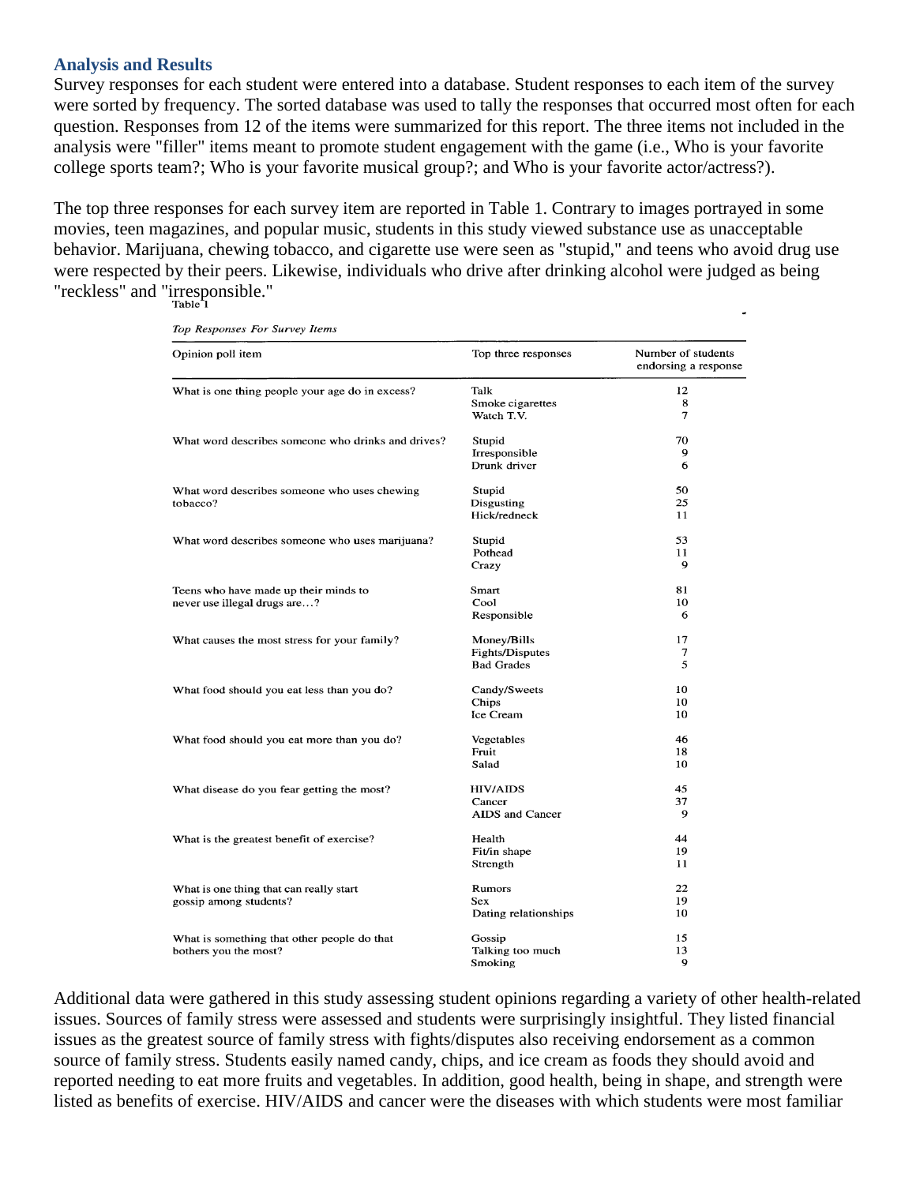### Analysis and Results

Survey responses for each student were entered into a database. Student responses to each item of the survey were sorted by frequency. The sorted database was used to tally the responses that occurred most often for each question. Responses from 12 of the items were summarized for this report. The three items not included in the analysis were "filler" items meant to promote student engagement with the game (i.e., Who is your favorite college sports team?; Who is your favorite musical group?; and Who is your favorite actor/actress?).

The top three responses for each survey item are reported in Table 1. Contrary to images portrayed in some movies, teen magazines, and popular music, students in this study viewed substance use as unacceptable behavior. Marijuana, chewing tobacco, and cigarette use were seen as "stupid," and teens who avoid drug use were respected by their peers. Likewise, individuals who drive after drinking alcohol were judged as being "reckless" and "irresponsible."

Table 1

*Top Responses For Survey Items*

| Opinion poll item | Top three responses | Number of students endorsing a response |
|---|---|---|
| What is one thing people your age do in excess? | Talk | 12 |
| | Smoke cigarettes | 8 |
| | Watch T.V. | 7 |
| What word describes someone who drinks and drives? | Stupid | 70 |
| | Irresponsible | 9 |
| | Drunk driver | 6 |
| What word describes someone who uses chewing tobacco? | Stupid | 50 |
| | Disgusting | 25 |
| | Hick/redneck | 11 |
| What word describes someone who uses marijuana? | Stupid | 53 |
| | Pothead | 11 |
| | Crazy | 9 |
| Teens who have made up their minds to never use illegal drugs are…? | Smart | 81 |
| | Cool | 10 |
| | Responsible | 6 |
| What causes the most stress for your family? | Money/Bills | 17 |
| | Fights/Disputes | 7 |
| | Bad Grades | 5 |
| What food should you eat less than you do? | Candy/Sweets | 10 |
| | Chips | 10 |
| | Ice Cream | 10 |
| What food should you eat more than you do? | Vegetables | 46 |
| | Fruit | 18 |
| | Salad | 10 |
| What disease do you fear getting the most? | HIV/AIDS | 45 |
| | Cancer | 37 |
| | AIDS and Cancer | 9 |
| What is the greatest benefit of exercise? | Health | 44 |
| | Fit/in shape | 19 |
| | Strength | 11 |
| What is one thing that can really start gossip among students? | Rumors | 22 |
| | Sex | 19 |
| | Dating relationships | 10 |
| What is something that other people do that bothers you the most? | Gossip | 15 |
| | Talking too much | 13 |
| | Smoking | 9 |

Additional data were gathered in this study assessing student opinions regarding a variety of other health-related issues. Sources of family stress were assessed and students were surprisingly insightful. They listed financial issues as the greatest source of family stress with fights/disputes also receiving endorsement as a common source of family stress. Students easily named candy, chips, and ice cream as foods they should avoid and reported needing to eat more fruits and vegetables. In addition, good health, being in shape, and strength were listed as benefits of exercise. HIV/AIDS and cancer were the diseases with which students were most familiar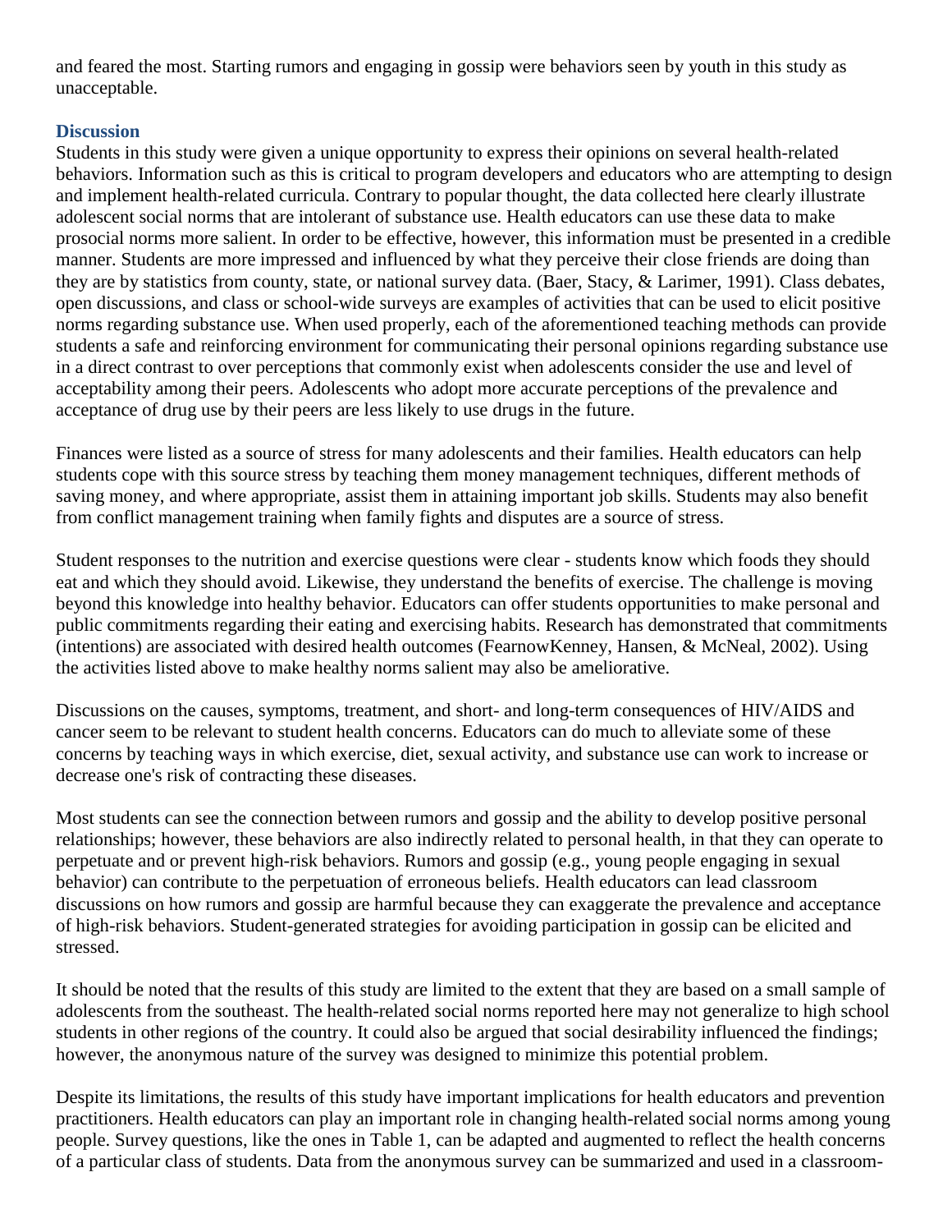and feared the most. Starting rumors and engaging in gossip were behaviors seen by youth in this study as unacceptable.

## Discussion

Students in this study were given a unique opportunity to express their opinions on several health-related behaviors. Information such as this is critical to program developers and educators who are attempting to design and implement health-related curricula. Contrary to popular thought, the data collected here clearly illustrate adolescent social norms that are intolerant of substance use. Health educators can use these data to make prosocial norms more salient. In order to be effective, however, this information must be presented in a credible manner. Students are more impressed and influenced by what they perceive their close friends are doing than they are by statistics from county, state, or national survey data. (Baer, Stacy, & Larimer, 1991). Class debates, open discussions, and class or school-wide surveys are examples of activities that can be used to elicit positive norms regarding substance use. When used properly, each of the aforementioned teaching methods can provide students a safe and reinforcing environment for communicating their personal opinions regarding substance use in a direct contrast to over perceptions that commonly exist when adolescents consider the use and level of acceptability among their peers. Adolescents who adopt more accurate perceptions of the prevalence and acceptance of drug use by their peers are less likely to use drugs in the future.

Finances were listed as a source of stress for many adolescents and their families. Health educators can help students cope with this source stress by teaching them money management techniques, different methods of saving money, and where appropriate, assist them in attaining important job skills. Students may also benefit from conflict management training when family fights and disputes are a source of stress.

Student responses to the nutrition and exercise questions were clear - students know which foods they should eat and which they should avoid. Likewise, they understand the benefits of exercise. The challenge is moving beyond this knowledge into healthy behavior. Educators can offer students opportunities to make personal and public commitments regarding their eating and exercising habits. Research has demonstrated that commitments (intentions) are associated with desired health outcomes (FearnowKenney, Hansen, & McNeal, 2002). Using the activities listed above to make healthy norms salient may also be ameliorative.

Discussions on the causes, symptoms, treatment, and short- and long-term consequences of HIV/AIDS and cancer seem to be relevant to student health concerns. Educators can do much to alleviate some of these concerns by teaching ways in which exercise, diet, sexual activity, and substance use can work to increase or decrease one's risk of contracting these diseases.

Most students can see the connection between rumors and gossip and the ability to develop positive personal relationships; however, these behaviors are also indirectly related to personal health, in that they can operate to perpetuate and or prevent high-risk behaviors. Rumors and gossip (e.g., young people engaging in sexual behavior) can contribute to the perpetuation of erroneous beliefs. Health educators can lead classroom discussions on how rumors and gossip are harmful because they can exaggerate the prevalence and acceptance of high-risk behaviors. Student-generated strategies for avoiding participation in gossip can be elicited and stressed.

It should be noted that the results of this study are limited to the extent that they are based on a small sample of adolescents from the southeast. The health-related social norms reported here may not generalize to high school students in other regions of the country. It could also be argued that social desirability influenced the findings; however, the anonymous nature of the survey was designed to minimize this potential problem.

Despite its limitations, the results of this study have important implications for health educators and prevention practitioners. Health educators can play an important role in changing health-related social norms among young people. Survey questions, like the ones in Table 1, can be adapted and augmented to reflect the health concerns of a particular class of students. Data from the anonymous survey can be summarized and used in a classroom-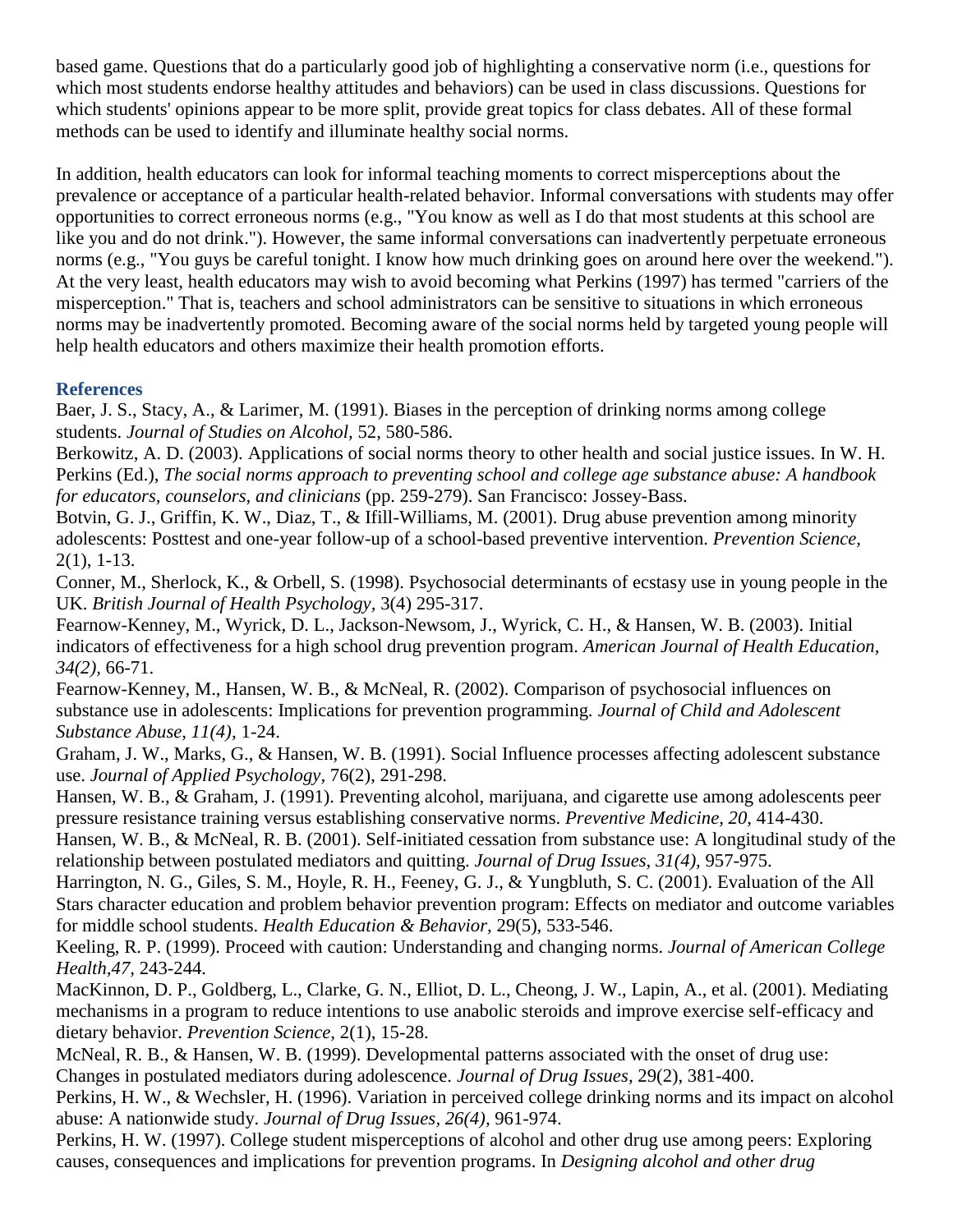based game. Questions that do a particularly good job of highlighting a conservative norm (i.e., questions for which most students endorse healthy attitudes and behaviors) can be used in class discussions. Questions for which students' opinions appear to be more split, provide great topics for class debates. All of these formal methods can be used to identify and illuminate healthy social norms.

In addition, health educators can look for informal teaching moments to correct misperceptions about the prevalence or acceptance of a particular health-related behavior. Informal conversations with students may offer opportunities to correct erroneous norms (e.g., "You know as well as I do that most students at this school are like you and do not drink."). However, the same informal conversations can inadvertently perpetuate erroneous norms (e.g., "You guys be careful tonight. I know how much drinking goes on around here over the weekend."). At the very least, health educators may wish to avoid becoming what Perkins (1997) has termed "carriers of the misperception." That is, teachers and school administrators can be sensitive to situations in which erroneous norms may be inadvertently promoted. Becoming aware of the social norms held by targeted young people will help health educators and others maximize their health promotion efforts.

### References

Baer, J. S., Stacy, A., & Larimer, M. (1991). Biases in the perception of drinking norms among college students. *Journal of Studies on Alcohol,* 52, 580-586.

Berkowitz, A. D. (2003). Applications of social norms theory to other health and social justice issues. In W. H. Perkins (Ed.), *The social norms approach to preventing school and college age substance abuse: A handbook for educators, counselors, and clinicians* (pp. 259-279). San Francisco: Jossey-Bass.

Botvin, G. J., Griffin, K. W., Diaz, T., & Ifill-Williams, M. (2001). Drug abuse prevention among minority adolescents: Posttest and one-year follow-up of a school-based preventive intervention. *Prevention Science,* 2(1), 1-13.

Conner, M., Sherlock, K., & Orbell, S. (1998). Psychosocial determinants of ecstasy use in young people in the UK. *British Journal of Health Psychology,* 3(4) 295-317.

Fearnow-Kenney, M., Wyrick, D. L., Jackson-Newsom, J., Wyrick, C. H., & Hansen, W. B. (2003). Initial indicators of effectiveness for a high school drug prevention program. *American Journal of Health Education, 34(2),* 66-71.

Fearnow-Kenney, M., Hansen, W. B., & McNeal, R. (2002). Comparison of psychosocial influences on substance use in adolescents: Implications for prevention programming. *Journal of Child and Adolescent Substance Abuse, 11(4),* 1-24.

Graham, J. W., Marks, G., & Hansen, W. B. (1991). Social Influence processes affecting adolescent substance use. *Journal of Applied Psychology,* 76(2), 291-298.

Hansen, W. B., & Graham, J. (1991). Preventing alcohol, marijuana, and cigarette use among adolescents peer pressure resistance training versus establishing conservative norms. *Preventive Medicine, 20,* 414-430.

Hansen, W. B., & McNeal, R. B. (2001). Self-initiated cessation from substance use: A longitudinal study of the relationship between postulated mediators and quitting. *Journal of Drug Issues, 31(4),* 957-975.

Harrington, N. G., Giles, S. M., Hoyle, R. H., Feeney, G. J., & Yungbluth, S. C. (2001). Evaluation of the All Stars character education and problem behavior prevention program: Effects on mediator and outcome variables for middle school students. *Health Education & Behavior,* 29(5), 533-546.

Keeling, R. P. (1999). Proceed with caution: Understanding and changing norms. *Journal of American College Health,47,* 243-244.

MacKinnon, D. P., Goldberg, L., Clarke, G. N., Elliot, D. L., Cheong, J. W., Lapin, A., et al. (2001). Mediating mechanisms in a program to reduce intentions to use anabolic steroids and improve exercise self-efficacy and dietary behavior. *Prevention Science,* 2(1), 15-28.

McNeal, R. B., & Hansen, W. B. (1999). Developmental patterns associated with the onset of drug use: Changes in postulated mediators during adolescence. *Journal of Drug Issues,* 29(2), 381-400.

Perkins, H. W., & Wechsler, H. (1996). Variation in perceived college drinking norms and its impact on alcohol abuse: A nationwide study. *Journal of Drug Issues, 26(4),* 961-974.

Perkins, H. W. (1997). College student misperceptions of alcohol and other drug use among peers: Exploring causes, consequences and implications for prevention programs. In *Designing alcohol and other drug*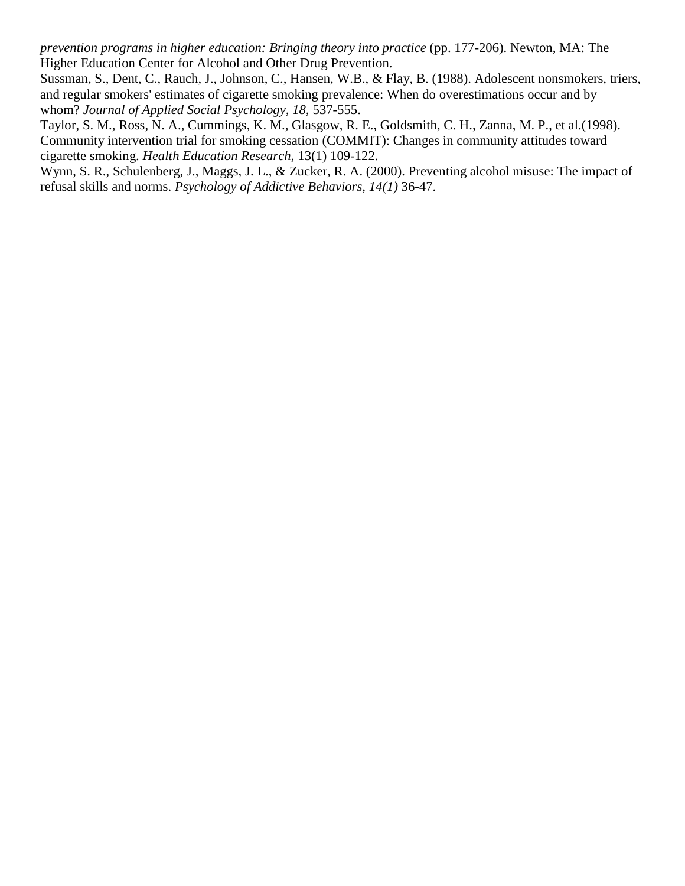*prevention programs in higher education: Bringing theory into practice* (pp. 177-206). Newton, MA: The Higher Education Center for Alcohol and Other Drug Prevention.

Sussman, S., Dent, C., Rauch, J., Johnson, C., Hansen, W.B., & Flay, B. (1988). Adolescent nonsmokers, triers, and regular smokers' estimates of cigarette smoking prevalence: When do overestimations occur and by whom? *Journal of Applied Social Psychology, 18,* 537-555.

Taylor, S. M., Ross, N. A., Cummings, K. M., Glasgow, R. E., Goldsmith, C. H., Zanna, M. P., et al.(1998). Community intervention trial for smoking cessation (COMMIT): Changes in community attitudes toward cigarette smoking. *Health Education Research,* 13(1) 109-122.

Wynn, S. R., Schulenberg, J., Maggs, J. L., & Zucker, R. A. (2000). Preventing alcohol misuse: The impact of refusal skills and norms. *Psychology of Addictive Behaviors, 14(1)* 36-47.